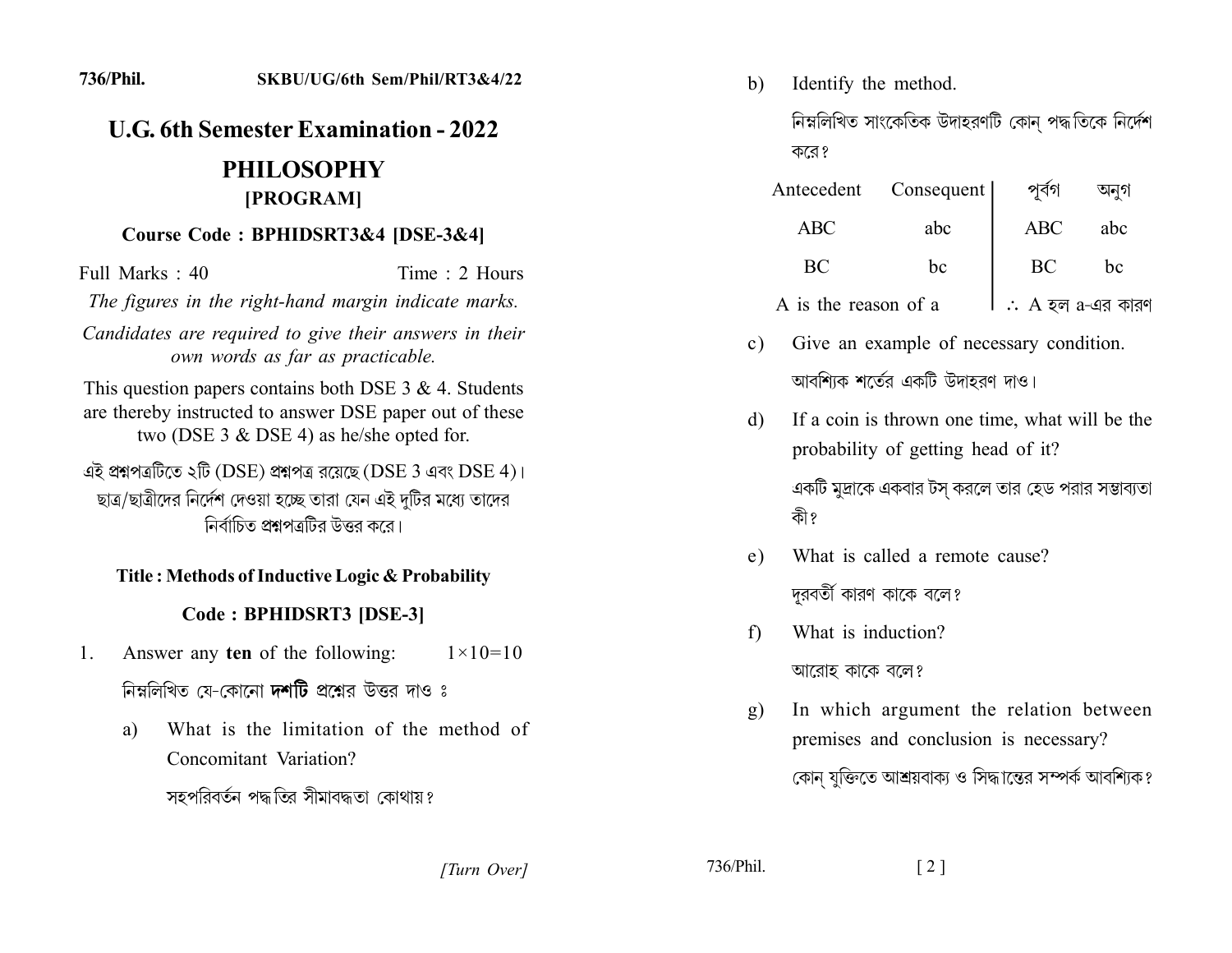736/Phil.    SKBU/UG/6th Sem/Phil/RT3&4/22

# U.G. 6th Semester Examination - 2022

## PHILOSOPHY

### [PROGRAM]

**Course Code : BPHIDSRT3&4 [DSE-3&4]**

Full Marks : 40    Time : 2 Hours

*The figures in the right-hand margin indicate marks.*

*Candidates are required to give their answers in their own words as far as practicable.*

This question papers contains both DSE 3 & 4. Students are thereby instructed to answer DSE paper out of these two (DSE 3 & DSE 4) as he/she opted for.

এই প্রশ্নপত্রটিতে ২টি (DSE) প্রশ্নপত্র রয়েছে (DSE 3 এবং DSE 4)। ছাত্র/ছাত্রীদের নির্দেশ দেওয়া হচ্ছে তারা যেন এই দুটির মধ্যে তাদের নির্বাচিত প্রশ্নপত্রটির উত্তর করে।

**Title : Methods of Inductive Logic & Probability**

**Code : BPHIDSRT3 [DSE-3]**

1. Answer any **ten** of the following: $1\times10=10$

   নিম্নলিখিত যে-কোনো **দশটি** প্রশ্নের উত্তর দাও ঃ

   a) What is the limitation of the method of Concomitant Variation?

   সহপরিবর্তন পদ্ধতির সীমাবদ্ধতা কোথায়?

   b) Identify the method.

   নিম্নলিখিত সাংকেতিক উদাহরণটি কোন্ পদ্ধতিকে নির্দেশ করে?

| Antecedent | Consequent | পূর্বগ | অনুগ |
|---|---|---|---|
| ABC | abc | ABC | abc |
| BC | bc | BC | bc |
| A is the reason of a | | $\therefore$ A হল a-এর কারণ | |

   c) Give an example of necessary condition.

   আবশ্যিক শর্তের একটি উদাহরণ দাও।

   d) If a coin is thrown one time, what will be the probability of getting head of it?

   একটি মুদ্রাকে একবার টস্ করলে তার হেড পরার সম্ভাব্যতা কী?

   e) What is called a remote cause?

   দূরবর্তী কারণ কাকে বলে?

   f) What is induction?

   আরোহ কাকে বলে?

   g) In which argument the relation between premises and conclusion is necessary?

   কোন্ যুক্তিতে আশ্রয়বাক্য ও সিদ্ধান্তের সম্পর্ক আবশ্যিক?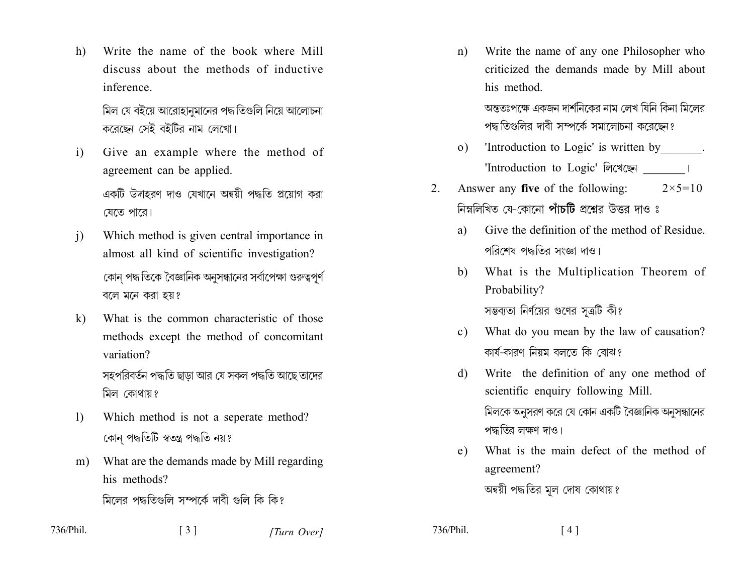h) Write the name of the book where Mill discuss about the methods of inductive inference.

মিল যে বইয়ে আরোহানুমানের পদ্ধতিগুলি নিয়ে আলোচনা করেছেন সেই বইটির নাম লেখো।

i) Give an example where the method of agreement can be applied.

একটি উদাহরণ দাও যেখানে অন্বয়ী পদ্ধতি প্রয়োগ করা যেতে পারে।

j) Which method is given central importance in almost all kind of scientific investigation?

কোন্ পদ্ধতিকে বৈজ্ঞানিক অনুসন্ধানের সর্বাপেক্ষা গুরুত্বপূর্ণ বলে মনে করা হয়?

k) What is the common characteristic of those methods except the method of concomitant variation?

সহপরিবর্তন পদ্ধতি ছাড়া আর যে সকল পদ্ধতি আছে তাদের মিল কোথায়?

l) Which method is not a seperate method?

কোন্ পদ্ধতিটি স্বতন্ত্র পদ্ধতি নয়?

m) What are the demands made by Mill regarding his methods?

মিলের পদ্ধতিগুলি সম্পর্কে দাবী গুলি কি কি?

n) Write the name of any one Philosopher who criticized the demands made by Mill about his method.

অন্ততঃপক্ষে একজন দার্শনিকের নাম লেখ যিনি কিনা মিলের পদ্ধতিগুলির দাবী সম্পর্কে সমালোচনা করেছেন?

o) 'Introduction to Logic' is written by_______.

'Introduction to Logic' লিখেছেন _______।

2. Answer any **five** of the following: $2\times5=10$

নিম্নলিখিত যে-কোনো **পাঁচটি** প্রশ্নের উত্তর দাও ঃ

a) Give the definition of the method of Residue.

পরিশেষ পদ্ধতির সংজ্ঞা দাও।

b) What is the Multiplication Theorem of Probability?

সম্ভব্যতা নির্ণয়ের গুণের সূত্রটি কী?

c) What do you mean by the law of causation?

কার্য-কারণ নিয়ম বলতে কি বোঝ?

d) Write the definition of any one method of scientific enquiry following Mill.

মিলকে অনুসরণ করে যে কোন একটি বৈজ্ঞানিক অনুসন্ধানের পদ্ধতির লক্ষণ দাও।

e) What is the main defect of the method of agreement?

অন্বয়ী পদ্ধতির মূল দোষ কোথায়?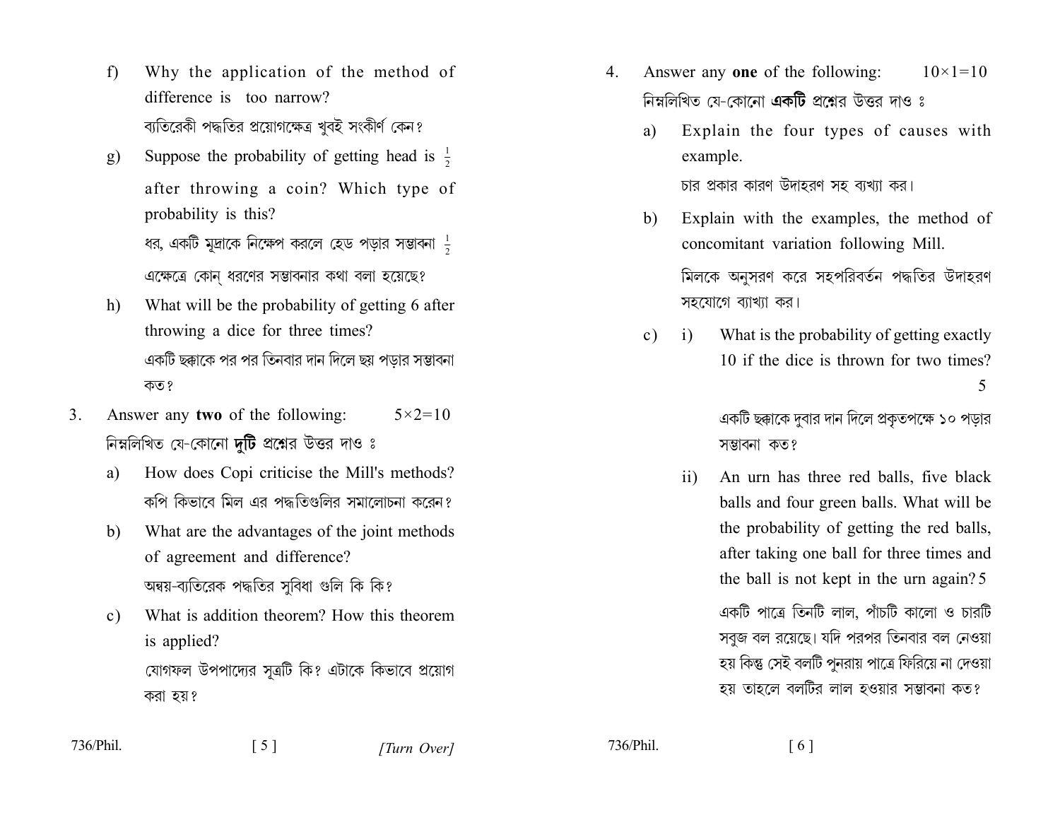f) Why the application of the method of difference is too narrow?

ব্যতিরেকী পদ্ধতির প্রয়োগক্ষেত্র খুবই সংকীর্ণ কেন?

g) Suppose the probability of getting head is $\frac{1}{2}$ after throwing a coin? Which type of probability is this?

ধর, একটি মুদ্রাকে নিক্ষেপ করলে হেড পড়ার সম্ভাবনা $\frac{1}{2}$ এক্ষেত্রে কোন্ ধরণের সম্ভাবনার কথা বলা হয়েছে?

h) What will be the probability of getting 6 after throwing a dice for three times?

একটি ছক্কাকে পর পর তিনবার দান দিলে ছয় পড়ার সম্ভাবনা কত?

3. Answer any **two** of the following: $5\times2=10$

নিম্নলিখিত যে-কোনো **দুটি** প্রশ্নের উত্তর দাও ঃ

a) How does Copi criticise the Mill's methods?

কপি কিভাবে মিল এর পদ্ধতিগুলির সমালোচনা করেন?

b) What are the advantages of the joint methods of agreement and difference?

অন্বয়-ব্যতিরেক পদ্ধতির সুবিধা গুলি কি কি?

c) What is addition theorem? How this theorem is applied?

যোগফল উপপাদ্যের সূত্রটি কি? এটাকে কিভাবে প্রয়োগ করা হয়?

4. Answer any **one** of the following: $10\times1=10$

নিম্নলিখিত যে-কোনো **একটি** প্রশ্নের উত্তর দাও ঃ

a) Explain the four types of causes with example.

চার প্রকার কারণ উদাহরণ সহ ব্যাখ্যা কর।

b) Explain with the examples, the method of concomitant variation following Mill.

মিলকে অনুসরণ করে সহপরিবর্তন পদ্ধতির উদাহরণ সহযোগে ব্যাখ্যা কর।

c) i) What is the probability of getting exactly 10 if the dice is thrown for two times? 5

একটি ছক্কাকে দুবার দান দিলে প্রকৃতপক্ষে ১০ পড়ার সম্ভাবনা কত?

ii) An urn has three red balls, five black balls and four green balls. What will be the probability of getting the red balls, after taking one ball for three times and the ball is not kept in the urn again? 5

একটি পাত্রে তিনটি লাল, পাঁচটি কালো ও চারটি সবুজ বল রয়েছে। যদি পরপর তিনবার বল নেওয়া হয় কিন্তু সেই বলটি পুনরায় পাত্রে ফিরিয়ে না দেওয়া হয় তাহলে বলটির লাল হওয়ার সম্ভাবনা কত?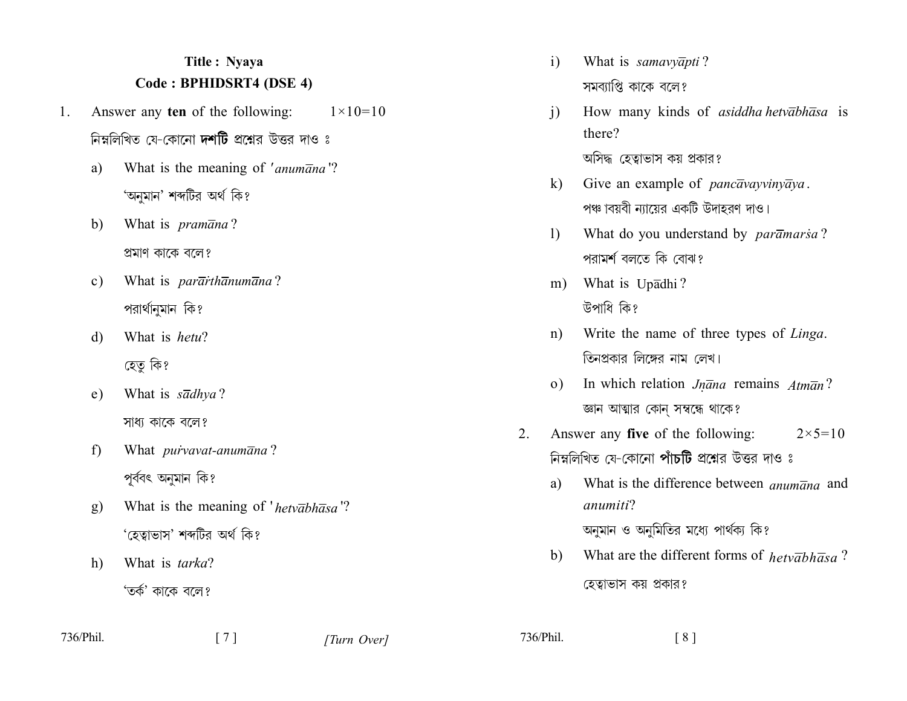**Title : Nyaya**

**Code : BPHIDSRT4 (DSE 4)**

1. Answer any **ten** of the following: $1\times10=10$

   নিম্নলিখিত যে-কোনো **দশটি** প্রশ্নের উত্তর দাও ঃ

   a) What is the meaning of '*anumāna*'?

   'অনুমান' শব্দটির অর্থ কি?

   b) What is *pramāna*?

   প্রমাণ কাকে বলে?

   c) What is *parārthānumāna*?

   পরার্থানুমান কি?

   d) What is *hetu*?

   হেতু কি?

   e) What is *sādhya*?

   সাধ্য কাকে বলে?

   f) What *purvavat-anumāna*?

   পূর্ববৎ অনুমান কি?

   g) What is the meaning of '*hetvābhāsa*'?

   'হেত্বাভাস' শব্দটির অর্থ কি?

   h) What is *tarka*?

   'তর্ক' কাকে বলে?

   i) What is *samavyāpti*?

   সমব্যাপ্তি কাকে বলে?

   j) How many kinds of *asiddha hetvābhāsa* is there?

   অসিদ্ধ হেত্বাভাস কয় প্রকার?

   k) Give an example of *pancāvayvinyāya*.

   পঞ্চাবয়বী ন্যায়ের একটি উদাহরণ দাও।

   l) What do you understand by *parāmarśa*?

   পরামর্শ বলতে কি বোঝ?

   m) What is Upādhi?

   উপাধি কি?

   n) Write the name of three types of *Linga*.

   তিনপ্রকার লিঙ্গের নাম লেখ।

   o) In which relation *Jnāna* remains *Atmān*?

   জ্ঞান আত্মার কোন্ সম্বন্ধে থাকে?

2. Answer any **five** of the following: $2\times5=10$

   নিম্নলিখিত যে-কোনো **পাঁচটি** প্রশ্নের উত্তর দাও ঃ

   a) What is the difference between *anumāna* and *anumiti*?

   অনুমান ও অনুমিতির মধ্যে পার্থক্য কি?

   b) What are the different forms of *hetvābhāsa*?

   হেত্বাভাস কয় প্রকার?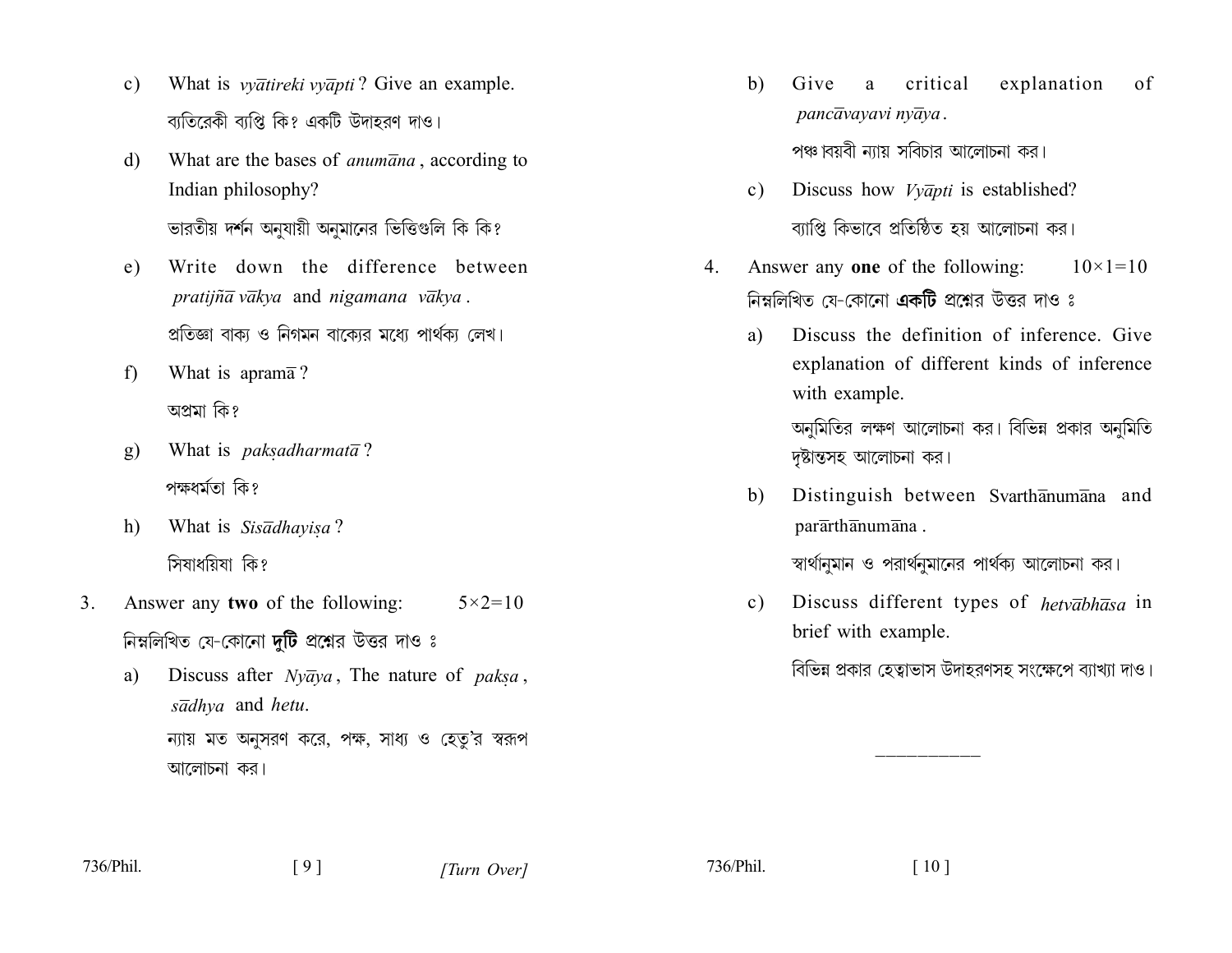c) What is *vyātireki vyāpti* ? Give an example.

ব্যতিরেকী ব্যাপ্তি কি? একটি উদাহরণ দাও।

d) What are the bases of *anumāna* , according to Indian philosophy?

ভারতীয় দর্শন অনুযায়ী অনুমানের ভিত্তিগুলি কি কি?

e) Write down the difference between *pratijñā vākya* and *nigamana vākya* .

প্রতিজ্ঞা বাক্য ও নিগমন বাক্যের মধ্যে পার্থক্য লেখ।

f) What is apramā ?

অপ্রমা কি?

g) What is *pakṣadharmatā* ?

পক্ষধর্মতা কি?

h) What is *Sisādhayiṣa* ?

সিষাধয়িষা কি?

3. Answer any **two** of the following: 5×2=10

নিম্নলিখিত যে-কোনো **দুটি** প্রশ্নের উত্তর দাও ঃ

a) Discuss after *Nyāya* , The nature of *pakṣa* , *sādhya* and *hetu*.

ন্যায় মত অনুসরণ করে, পক্ষ, সাধ্য ও হেতু'র স্বরূপ আলোচনা কর।

b) Give a critical explanation of *pancāvayavi nyāya* .

পঞ্চাবয়বী ন্যায় সবিচার আলোচনা কর।

c) Discuss how *Vyāpti* is established?

ব্যাপ্তি কিভাবে প্রতিষ্ঠিত হয় আলোচনা কর।

4. Answer any **one** of the following: 10×1=10

নিম্নলিখিত যে-কোনো **একটি** প্রশ্নের উত্তর দাও ঃ

a) Discuss the definition of inference. Give explanation of different kinds of inference with example.

অনুমিতির লক্ষণ আলোচনা কর। বিভিন্ন প্রকার অনুমিতি দৃষ্টান্তসহ আলোচনা কর।

b) Distinguish between Svarthānumāna and parārthānumāna .

স্বার্থানুমান ও পরার্থনুমানের পার্থক্য আলোচনা কর।

c) Discuss different types of *hetvābhāsa* in brief with example.

বিভিন্ন প্রকার হেত্বাভাস উদাহরণসহ সংক্ষেপে ব্যাখ্যা দাও।

———————